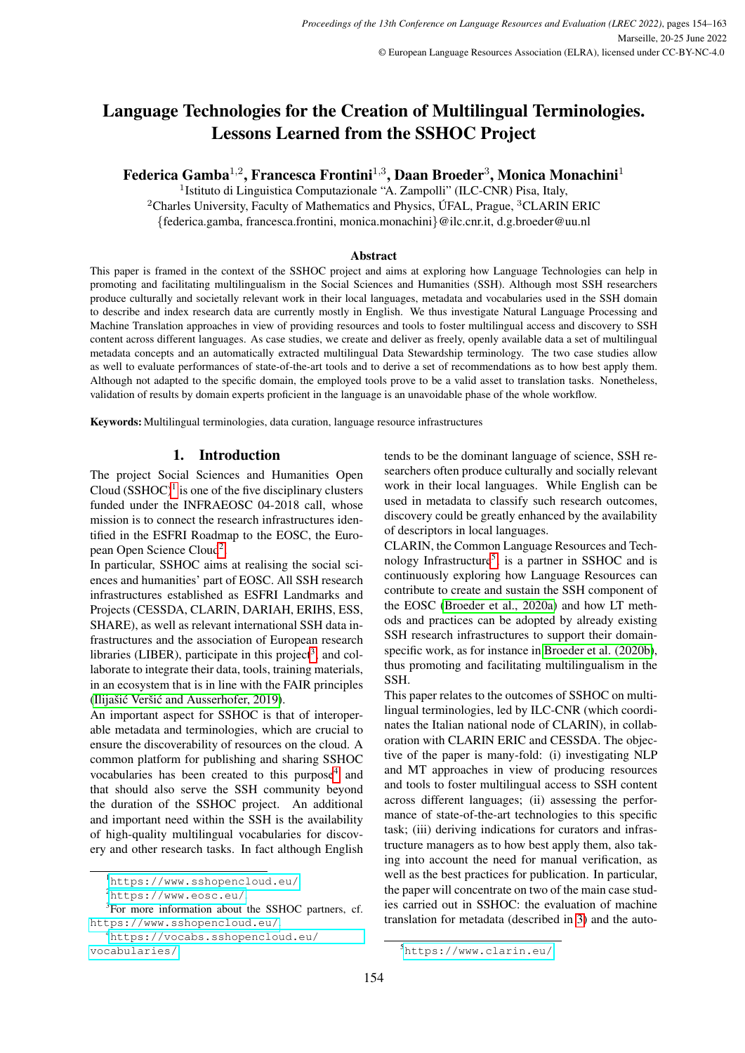# Language Technologies for the Creation of Multilingual Terminologies. Lessons Learned from the SSHOC Project

**Federica Gamba**[1,2], **Francesca Frontini**[1,3], **Daan Broeder**[3], **Monica Monachini**[1]

[1]Istituto di Linguistica Computazionale "A. Zampolli" (ILC-CNR) Pisa, Italy,
[2]Charles University, Faculty of Mathematics and Physics, ÚFAL, Prague, [3]CLARIN ERIC
{federica.gamba, francesca.frontini, monica.monachini}@ilc.cnr.it, d.g.broeder@uu.nl

### Abstract

This paper is framed in the context of the SSHOC project and aims at exploring how Language Technologies can help in promoting and facilitating multilingualism in the Social Sciences and Humanities (SSH). Although most SSH researchers produce culturally and societally relevant work in their local languages, metadata and vocabularies used in the SSH domain to describe and index research data are currently mostly in English. We thus investigate Natural Language Processing and Machine Translation approaches in view of providing resources and tools to foster multilingual access and discovery to SSH content across different languages. As case studies, we create and deliver as freely, openly available data a set of multilingual metadata concepts and an automatically extracted multilingual Data Stewardship terminology. The two case studies allow as well to evaluate performances of state-of-the-art tools and to derive a set of recommendations as to how best apply them. Although not adapted to the specific domain, the employed tools prove to be a valid asset to translation tasks. Nonetheless, validation of results by domain experts proficient in the language is an unavoidable phase of the whole workflow.

**Keywords:** Multilingual terminologies, data curation, language resource infrastructures

## 1. Introduction

The project Social Sciences and Humanities Open Cloud (SSHOC)[1] is one of the five disciplinary clusters funded under the INFRAEOSC 04-2018 call, whose mission is to connect the research infrastructures identified in the ESFRI Roadmap to the EOSC, the European Open Science Cloud[2].

In particular, SSHOC aims at realising the social sciences and humanities' part of EOSC. All SSH research infrastructures established as ESFRI Landmarks and Projects (CESSDA, CLARIN, DARIAH, ERIHS, ESS, SHARE), as well as relevant international SSH data infrastructures and the association of European research libraries (LIBER), participate in this project[3], and collaborate to integrate their data, tools, training materials, in an ecosystem that is in line with the FAIR principles (Ilijašić Veršić and Ausserhofer, 2019).

An important aspect for SSHOC is that of interoperable metadata and terminologies, which are crucial to ensure the discoverability of resources on the cloud. A common platform for publishing and sharing SSHOC vocabularies has been created to this purpose[4] and that should also serve the SSH community beyond the duration of the SSHOC project. An additional and important need within the SSH is the availability of high-quality multilingual vocabularies for discovery and other research tasks. In fact although English tends to be the dominant language of science, SSH researchers often produce culturally and socially relevant work in their local languages. While English can be used in metadata to classify such research outcomes, discovery could be greatly enhanced by the availability of descriptors in local languages.

CLARIN, the Common Language Resources and Technology Infrastructure[5], is a partner in SSHOC and is continuously exploring how Language Resources can contribute to create and sustain the SSH component of the EOSC (Broeder et al., 2020a) and how LT methods and practices can be adopted by already existing SSH research infrastructures to support their domain-specific work, as for instance in Broeder et al. (2020b), thus promoting and facilitating multilingualism in the SSH.

This paper relates to the outcomes of SSHOC on multilingual terminologies, led by ILC-CNR (which coordinates the Italian national node of CLARIN), in collaboration with CLARIN ERIC and CESSDA. The objective of the paper is many-fold: (i) investigating NLP and MT approaches in view of producing resources and tools to foster multilingual access to SSH content across different languages; (ii) assessing the performance of state-of-the-art technologies to this specific task; (iii) deriving indications for curators and infrastructure managers as to how best apply them, also taking into account the need for manual verification, as well as the best practices for publication. In particular, the paper will concentrate on two of the main case studies carried out in SSHOC: the evaluation of machine translation for metadata (described in 3) and the auto-

---

[1] https://www.sshopencloud.eu/
[2] https://www.eosc.eu/
[3] For more information about the SSHOC partners, cf. https://www.sshopencloud.eu/
[4] https://vocabs.sshopencloud.eu/vocabularies/
[5] https://www.clarin.eu/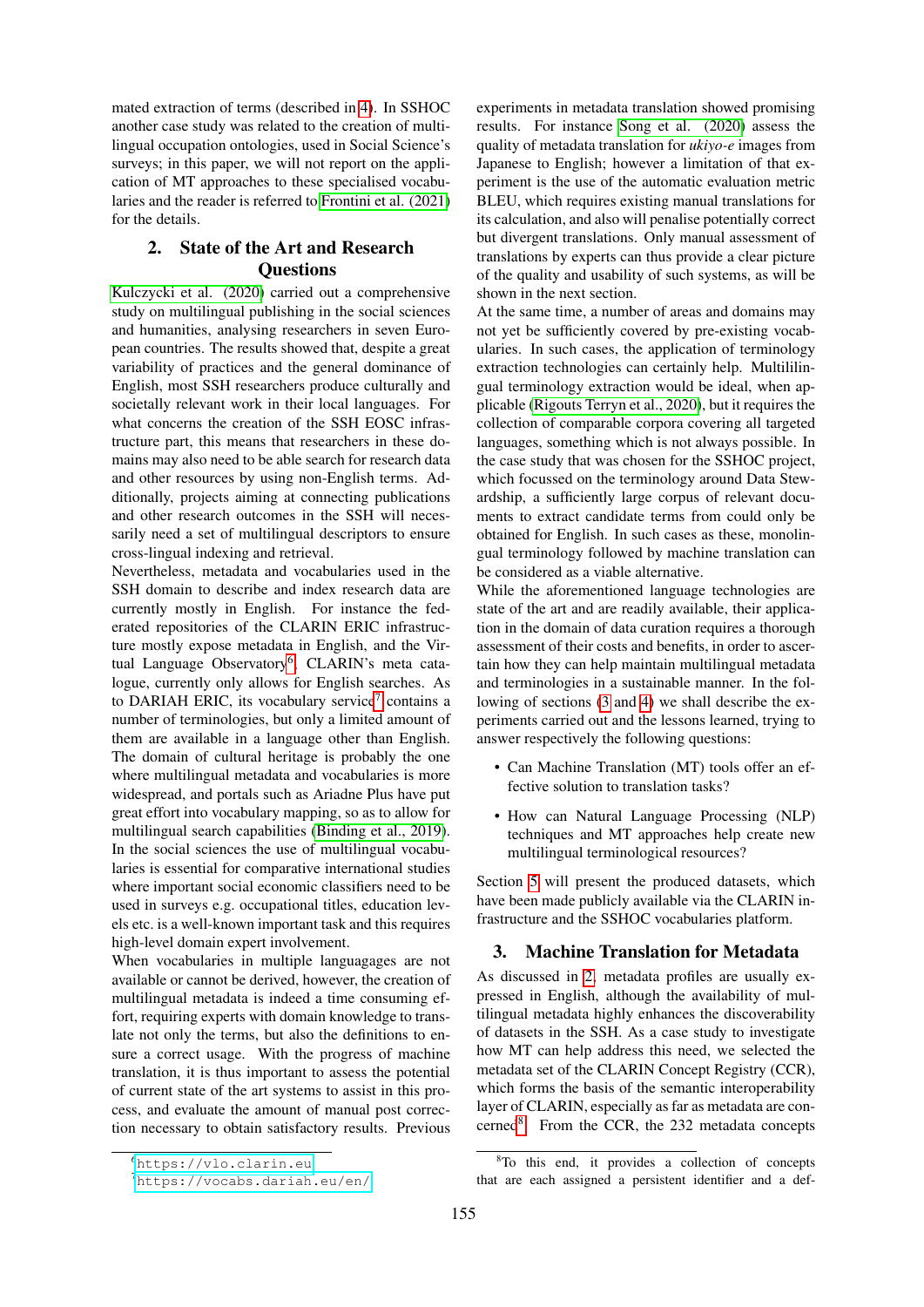mated extraction of terms (described in 4). In SSHOC another case study was related to the creation of multilingual occupation ontologies, used in Social Science's surveys; in this paper, we will not report on the application of MT approaches to these specialised vocabularies and the reader is referred to Frontini et al. (2021) for the details.

## 2. State of the Art and Research Questions

Kulczycki et al. (2020) carried out a comprehensive study on multilingual publishing in the social sciences and humanities, analysing researchers in seven European countries. The results showed that, despite a great variability of practices and the general dominance of English, most SSH researchers produce culturally and societally relevant work in their local languages. For what concerns the creation of the SSH EOSC infrastructure part, this means that researchers in these domains may also need to be able search for research data and other resources by using non-English terms. Additionally, projects aiming at connecting publications and other research outcomes in the SSH will necessarily need a set of multilingual descriptors to ensure cross-lingual indexing and retrieval.

Nevertheless, metadata and vocabularies used in the SSH domain to describe and index research data are currently mostly in English. For instance the federated repositories of the CLARIN ERIC infrastructure mostly expose metadata in English, and the Virtual Language Observatory[6], CLARIN's meta catalogue, currently only allows for English searches. As to DARIAH ERIC, its vocabulary service[7] contains a number of terminologies, but only a limited amount of them are available in a language other than English. The domain of cultural heritage is probably the one where multilingual metadata and vocabularies is more widespread, and portals such as Ariadne Plus have put great effort into vocabulary mapping, so as to allow for multilingual search capabilities (Binding et al., 2019). In the social sciences the use of multilingual vocabularies is essential for comparative international studies where important social economic classifiers need to be used in surveys e.g. occupational titles, education levels etc. is a well-known important task and this requires high-level domain expert involvement.

When vocabularies in multiple languagages are not available or cannot be derived, however, the creation of multilingual metadata is indeed a time consuming effort, requiring experts with domain knowledge to translate not only the terms, but also the definitions to ensure a correct usage. With the progress of machine translation, it is thus important to assess the potential of current state of the art systems to assist in this process, and evaluate the amount of manual post correction necessary to obtain satisfactory results. Previous experiments in metadata translation showed promising results. For instance Song et al. (2020) assess the quality of metadata translation for *ukiyo-e* images from Japanese to English; however a limitation of that experiment is the use of the automatic evaluation metric BLEU, which requires existing manual translations for its calculation, and also will penalise potentially correct but divergent translations. Only manual assessment of translations by experts can thus provide a clear picture of the quality and usability of such systems, as will be shown in the next section.

At the same time, a number of areas and domains may not yet be sufficiently covered by pre-existing vocabularies. In such cases, the application of terminology extraction technologies can certainly help. Multililingual terminology extraction would be ideal, when applicable (Rigouts Terryn et al., 2020), but it requires the collection of comparable corpora covering all targeted languages, something which is not always possible. In the case study that was chosen for the SSHOC project, which focussed on the terminology around Data Stewardship, a sufficiently large corpus of relevant documents to extract candidate terms from could only be obtained for English. In such cases as these, monolingual terminology followed by machine translation can be considered as a viable alternative.

While the aforementioned language technologies are state of the art and are readily available, their application in the domain of data curation requires a thorough assessment of their costs and benefits, in order to ascertain how they can help maintain multilingual metadata and terminologies in a sustainable manner. In the following sections (3 and 4) we shall describe the experiments carried out and the lessons learned, trying to answer respectively the following questions:

- Can Machine Translation (MT) tools offer an effective solution to translation tasks?
- How can Natural Language Processing (NLP) techniques and MT approaches help create new multilingual terminological resources?

Section 5 will present the produced datasets, which have been made publicly available via the CLARIN infrastructure and the SSHOC vocabularies platform.

## 3. Machine Translation for Metadata

As discussed in 2, metadata profiles are usually expressed in English, although the availability of multilingual metadata highly enhances the discoverability of datasets in the SSH. As a case study to investigate how MT can help address this need, we selected the metadata set of the CLARIN Concept Registry (CCR), which forms the basis of the semantic interoperability layer of CLARIN, especially as far as metadata are concerned[8]. From the CCR, the 232 metadata concepts

[6] https://vlo.clarin.eu

[7] https://vocabs.dariah.eu/en/

[8] To this end, it provides a collection of concepts that are each assigned a persistent identifier and a def-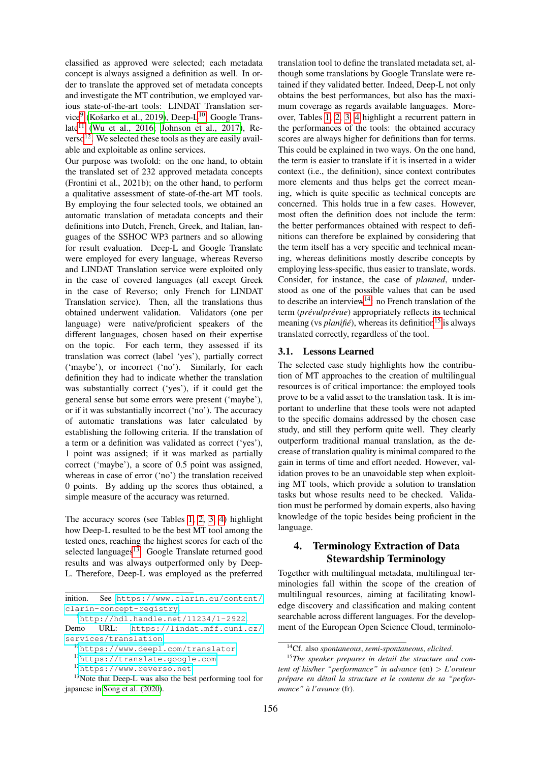classified as approved were selected; each metadata concept is always assigned a definition as well. In order to translate the approved set of metadata concepts and investigate the MT contribution, we employed various state-of-the-art tools: LINDAT Translation service[9] (Košarko et al., 2019), Deep-L[10], Google Translate[11] (Wu et al., 2016; Johnson et al., 2017), Reverso[12]. We selected these tools as they are easily available and exploitable as online services.

Our purpose was twofold: on the one hand, to obtain the translated set of 232 approved metadata concepts (Frontini et al., 2021b); on the other hand, to perform a qualitative assessment of state-of-the-art MT tools. By employing the four selected tools, we obtained an automatic translation of metadata concepts and their definitions into Dutch, French, Greek, and Italian, languages of the SSHOC WP3 partners and so allowing for result evaluation. Deep-L and Google Translate were employed for every language, whereas Reverso and LINDAT Translation service were exploited only in the case of covered languages (all except Greek in the case of Reverso; only French for LINDAT Translation service). Then, all the translations thus obtained underwent validation. Validators (one per language) were native/proficient speakers of the different languages, chosen based on their expertise on the topic. For each term, they assessed if its translation was correct (label 'yes'), partially correct ('maybe'), or incorrect ('no'). Similarly, for each definition they had to indicate whether the translation was substantially correct ('yes'), if it could get the general sense but some errors were present ('maybe'), or if it was substantially incorrect ('no'). The accuracy of automatic translations was later calculated by establishing the following criteria. If the translation of a term or a definition was validated as correct ('yes'), 1 point was assigned; if it was marked as partially correct ('maybe'), a score of 0.5 point was assigned, whereas in case of error ('no') the translation received 0 points. By adding up the scores thus obtained, a simple measure of the accuracy was returned.

The accuracy scores (see Tables 1, 2, 3, 4) highlight how Deep-L resulted to be the best MT tool among the tested ones, reaching the highest scores for each of the selected languages[13]. Google Translate returned good results and was always outperformed only by Deep-L. Therefore, Deep-L was employed as the preferred translation tool to define the translated metadata set, although some translations by Google Translate were retained if they validated better. Indeed, Deep-L not only obtains the best performances, but also has the maximum coverage as regards available languages. Moreover, Tables 1, 2, 3, 4 highlight a recurrent pattern in the performances of the tools: the obtained accuracy scores are always higher for definitions than for terms. This could be explained in two ways. On the one hand, the term is easier to translate if it is inserted in a wider context (i.e., the definition), since context contributes more elements and thus helps get the correct meaning, which is quite specific as technical concepts are concerned. This holds true in a few cases. However, most often the definition does not include the term: the better performances obtained with respect to definitions can therefore be explained by considering that the term itself has a very specific and technical meaning, whereas definitions mostly describe concepts by employing less-specific, thus easier to translate, words. Consider, for instance, the case of *planned*, understood as one of the possible values that can be used to describe an interview[14]: no French translation of the term (*prévu/prévue*) appropriately reflects its technical meaning (vs *planifié*), whereas its definition[15] is always translated correctly, regardless of the tool.

### 3.1. Lessons Learned

The selected case study highlights how the contribution of MT approaches to the creation of multilingual resources is of critical importance: the employed tools prove to be a valid asset to the translation task. It is important to underline that these tools were not adapted to the specific domains addressed by the chosen case study, and still they perform quite well. They clearly outperform traditional manual translation, as the decrease of translation quality is minimal compared to the gain in terms of time and effort needed. However, validation proves to be an unavoidable step when exploiting MT tools, which provide a solution to translation tasks but whose results need to be checked. Validation must be performed by domain experts, also having knowledge of the topic besides being proficient in the language.

## 4. Terminology Extraction of Data Stewardship Terminology

Together with multilingual metadata, multilingual terminologies fall within the scope of the creation of multilingual resources, aiming at facilitating knowledge discovery and classification and making content searchable across different languages. For the development of the European Open Science Cloud, terminolo-

---

inition. See https://www.clarin.eu/content/clarin-concept-registry

[9] http://hdl.handle.net/11234/1-2922. Demo URL: https://lindat.mff.cuni.cz/services/translation

[10] https://www.deepl.com/translator

[11] https://translate.google.com

[12] https://www.reverso.net

[13] Note that Deep-L was also the best performing tool for japanese in Song et al. (2020).

[14] Cf. also *spontaneous*, *semi-spontaneous*, *elicited*.

[15] *The speaker prepares in detail the structure and content of his/her "performance" in advance* (en) > *L'orateur prépare en détail la structure et le contenu de sa "performance" à l'avance* (fr).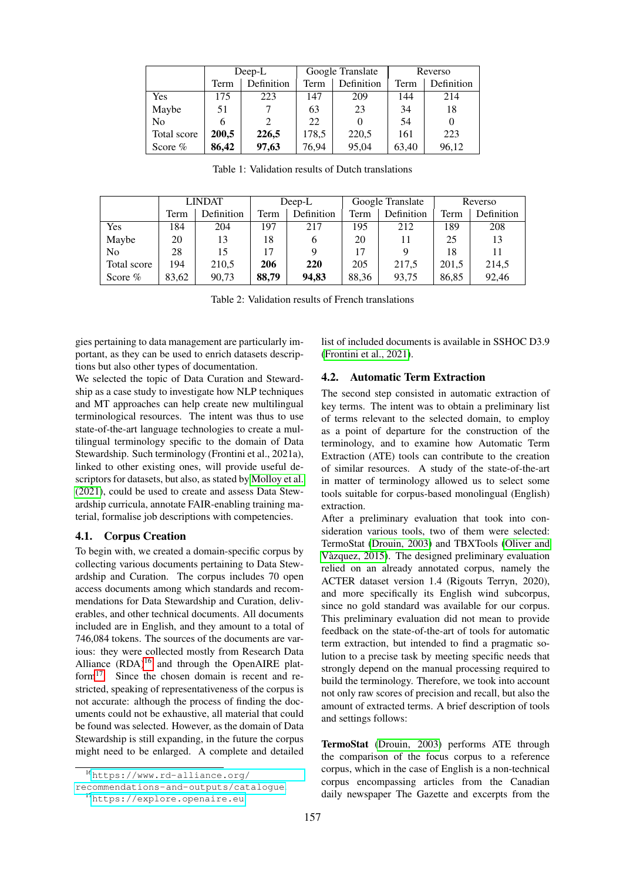|  | Deep-L |  | Google Translate |  | Reverso |  |
|---|---|---|---|---|---|---|
|  | Term | Definition | Term | Definition | Term | Definition |
| Yes | 175 | 223 | 147 | 209 | 144 | 214 |
| Maybe | 51 | 7 | 63 | 23 | 34 | 18 |
| No | 6 | 2 | 22 | 0 | 54 | 0 |
| Total score | **200,5** | **226,5** | 178,5 | 220,5 | 161 | 223 |
| Score % | **86,42** | **97,63** | 76,94 | 95,04 | 63,40 | 96,12 |

Table 1: Validation results of Dutch translations

|  | LINDAT |  | Deep-L |  | Google Translate |  | Reverso |  |
|---|---|---|---|---|---|---|---|---|
|  | Term | Definition | Term | Definition | Term | Definition | Term | Definition |
| Yes | 184 | 204 | 197 | 217 | 195 | 212 | 189 | 208 |
| Maybe | 20 | 13 | 18 | 6 | 20 | 11 | 25 | 13 |
| No | 28 | 15 | 17 | 9 | 17 | 9 | 18 | 11 |
| Total score | 194 | 210,5 | **206** | **220** | 205 | 217,5 | 201,5 | 214,5 |
| Score % | 83,62 | 90,73 | **88,79** | **94,83** | 88,36 | 93,75 | 86,85 | 92,46 |

Table 2: Validation results of French translations

gies pertaining to data management are particularly important, as they can be used to enrich datasets descriptions but also other types of documentation.

We selected the topic of Data Curation and Stewardship as a case study to investigate how NLP techniques and MT approaches can help create new multilingual terminological resources. The intent was thus to use state-of-the-art language technologies to create a multilingual terminology specific to the domain of Data Stewardship. Such terminology (Frontini et al., 2021a), linked to other existing ones, will provide useful descriptors for datasets, but also, as stated by Molloy et al. (2021), could be used to create and assess Data Stewardship curricula, annotate FAIR-enabling training material, formalise job descriptions with competencies.

### 4.1. Corpus Creation

To begin with, we created a domain-specific corpus by collecting various documents pertaining to Data Stewardship and Curation. The corpus includes 70 open access documents among which standards and recommendations for Data Stewardship and Curation, deliverables, and other technical documents. All documents included are in English, and they amount to a total of 746,084 tokens. The sources of the documents are various: they were collected mostly from Research Data Alliance (RDA)[16] and through the OpenAIRE platform[17]. Since the chosen domain is recent and restricted, speaking of representativeness of the corpus is not accurate: although the process of finding the documents could not be exhaustive, all material that could be found was selected. However, as the domain of Data Stewardship is still expanding, in the future the corpus might need to be enlarged. A complete and detailed list of included documents is available in SSHOC D3.9 (Frontini et al., 2021).

### 4.2. Automatic Term Extraction

The second step consisted in automatic extraction of key terms. The intent was to obtain a preliminary list of terms relevant to the selected domain, to employ as a point of departure for the construction of the terminology, and to examine how Automatic Term Extraction (ATE) tools can contribute to the creation of similar resources. A study of the state-of-the-art in matter of terminology allowed us to select some tools suitable for corpus-based monolingual (English) extraction.

After a preliminary evaluation that took into consideration various tools, two of them were selected: TermoStat (Drouin, 2003) and TBXTools (Oliver and Vàzquez, 2015). The designed preliminary evaluation relied on an already annotated corpus, namely the ACTER dataset version 1.4 (Rigouts Terryn, 2020), and more specifically its English wind subcorpus, since no gold standard was available for our corpus. This preliminary evaluation did not mean to provide feedback on the state-of-the-art of tools for automatic term extraction, but intended to find a pragmatic solution to a precise task by meeting specific needs that strongly depend on the manual processing required to build the terminology. Therefore, we took into account not only raw scores of precision and recall, but also the amount of extracted terms. A brief description of tools and settings follows:

**TermoStat** (Drouin, 2003) performs ATE through the comparison of the focus corpus to a reference corpus, which in the case of English is a non-technical corpus encompassing articles from the Canadian daily newspaper The Gazette and excerpts from the

[16] https://www.rd-alliance.org/recommendations-and-outputs/catalogue

[17] https://explore.openaire.eu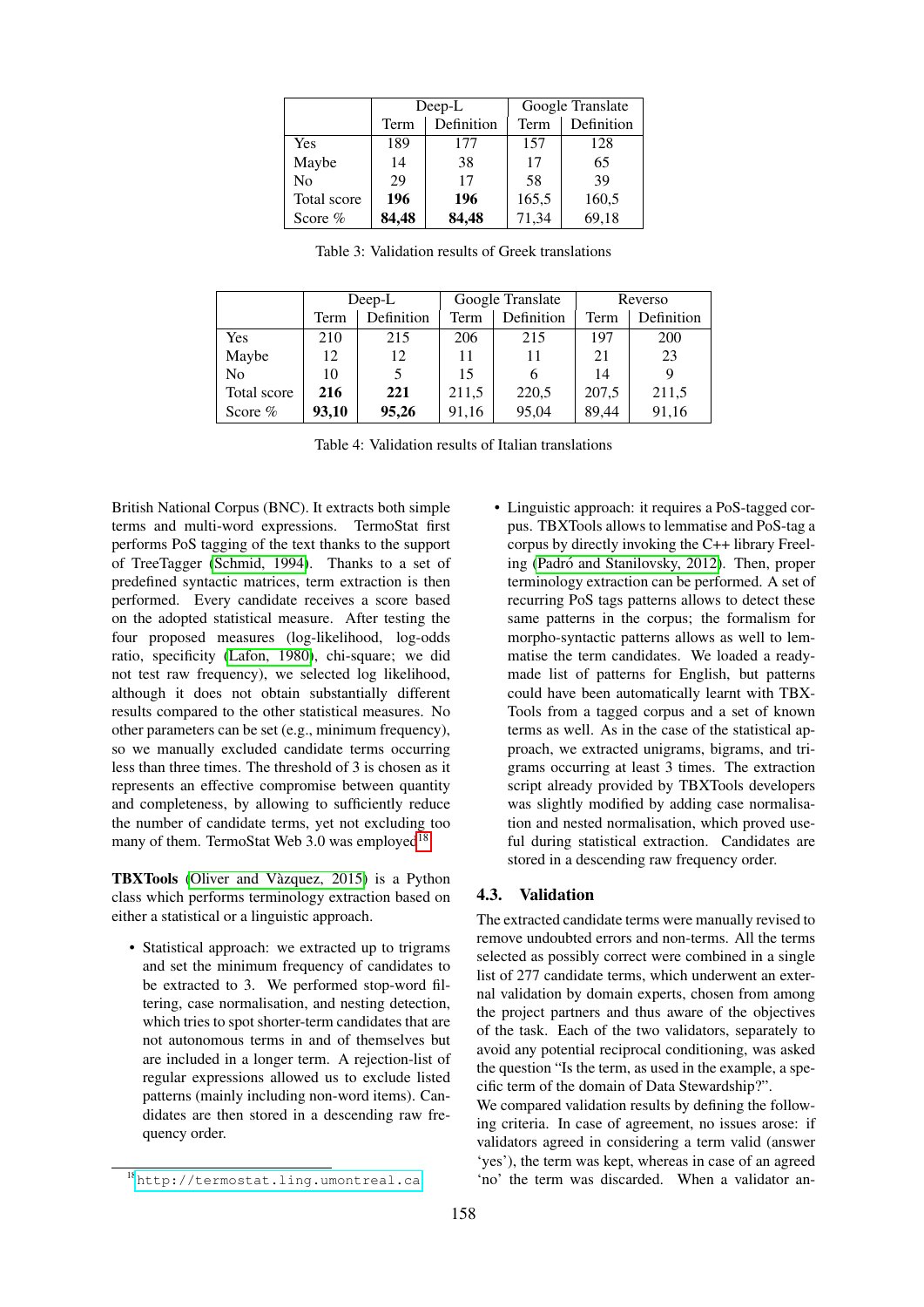|  | Deep-L |  | Google Translate |  |
|---|---|---|---|---|
|  | Term | Definition | Term | Definition |
| Yes | 189 | 177 | 157 | 128 |
| Maybe | 14 | 38 | 17 | 65 |
| No | 29 | 17 | 58 | 39 |
| Total score | **196** | **196** | 165,5 | 160,5 |
| Score % | **84,48** | **84,48** | 71,34 | 69,18 |

Table 3: Validation results of Greek translations

|  | Deep-L |  | Google Translate |  | Reverso |  |
|---|---|---|---|---|---|---|
|  | Term | Definition | Term | Definition | Term | Definition |
| Yes | 210 | 215 | 206 | 215 | 197 | 200 |
| Maybe | 12 | 12 | 11 | 11 | 21 | 23 |
| No | 10 | 5 | 15 | 6 | 14 | 9 |
| Total score | **216** | **221** | 211,5 | 220,5 | 207,5 | 211,5 |
| Score % | **93,10** | **95,26** | 91,16 | 95,04 | 89,44 | 91,16 |

Table 4: Validation results of Italian translations

British National Corpus (BNC). It extracts both simple terms and multi-word expressions. TermoStat first performs PoS tagging of the text thanks to the support of TreeTagger (Schmid, 1994). Thanks to a set of predefined syntactic matrices, term extraction is then performed. Every candidate receives a score based on the adopted statistical measure. After testing the four proposed measures (log-likelihood, log-odds ratio, specificity (Lafon, 1980), chi-square; we did not test raw frequency), we selected log likelihood, although it does not obtain substantially different results compared to the other statistical measures. No other parameters can be set (e.g., minimum frequency), so we manually excluded candidate terms occurring less than three times. The threshold of 3 is chosen as it represents an effective compromise between quantity and completeness, by allowing to sufficiently reduce the number of candidate terms, yet not excluding too many of them. TermoStat Web 3.0 was employed[18].

**TBXTools** (Oliver and Vàzquez, 2015) is a Python class which performs terminology extraction based on either a statistical or a linguistic approach.

- Statistical approach: we extracted up to trigrams and set the minimum frequency of candidates to be extracted to 3. We performed stop-word filtering, case normalisation, and nesting detection, which tries to spot shorter-term candidates that are not autonomous terms in and of themselves but are included in a longer term. A rejection-list of regular expressions allowed us to exclude listed patterns (mainly including non-word items). Candidates are then stored in a descending raw frequency order.
- Linguistic approach: it requires a PoS-tagged corpus. TBXTools allows to lemmatise and PoS-tag a corpus by directly invoking the C++ library Freeling (Padró and Stanilovsky, 2012). Then, proper terminology extraction can be performed. A set of recurring PoS tags patterns allows to detect these same patterns in the corpus; the formalism for morpho-syntactic patterns allows as well to lemmatise the term candidates. We loaded a ready-made list of patterns for English, but patterns could have been automatically learnt with TBXTools from a tagged corpus and a set of known terms as well. As in the case of the statistical approach, we extracted unigrams, bigrams, and trigrams occurring at least 3 times. The extraction script already provided by TBXTools developers was slightly modified by adding case normalisation and nested normalisation, which proved useful during statistical extraction. Candidates are stored in a descending raw frequency order.

### 4.3. Validation

The extracted candidate terms were manually revised to remove undoubted errors and non-terms. All the terms selected as possibly correct were combined in a single list of 277 candidate terms, which underwent an external validation by domain experts, chosen from among the project partners and thus aware of the objectives of the task. Each of the two validators, separately to avoid any potential reciprocal conditioning, was asked the question "Is the term, as used in the example, a specific term of the domain of Data Stewardship?".

We compared validation results by defining the following criteria. In case of agreement, no issues arose: if validators agreed in considering a term valid (answer 'yes'), the term was kept, whereas in case of an agreed 'no' the term was discarded. When a validator an-

[18] http://termostat.ling.umontreal.ca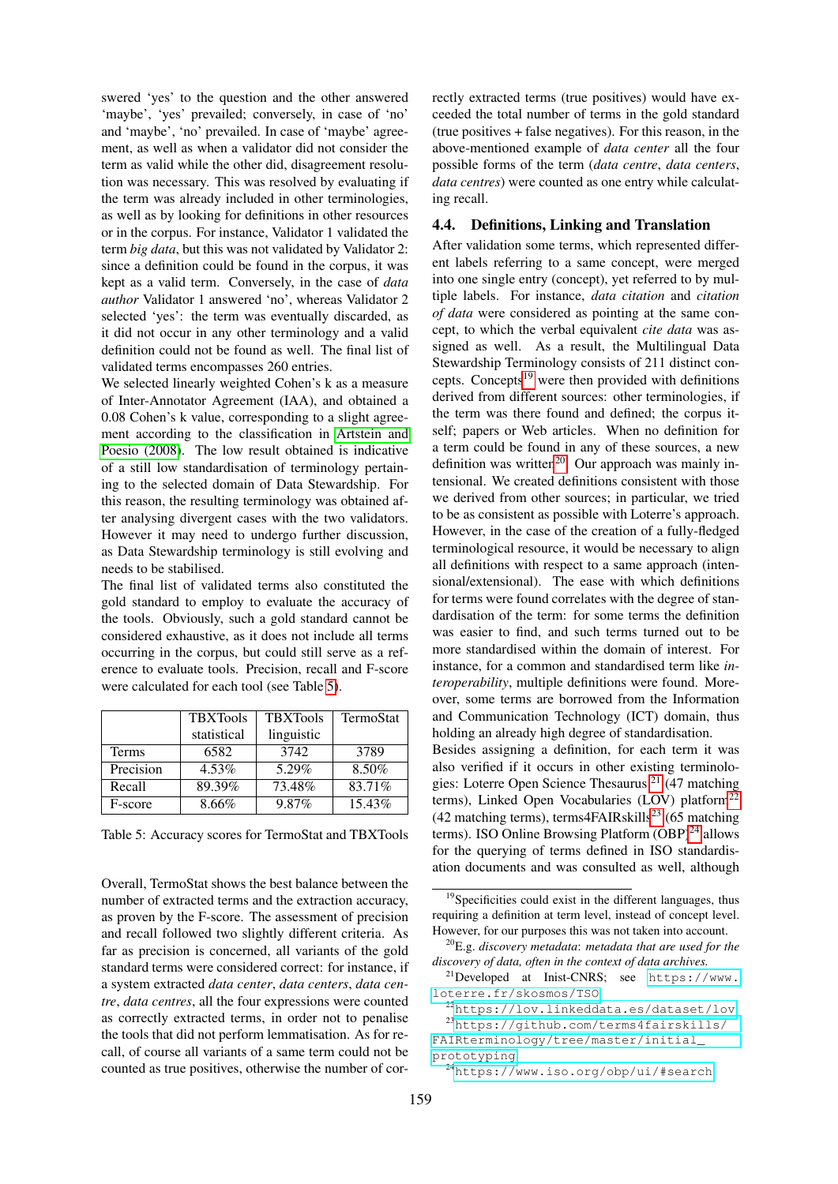swered 'yes' to the question and the other answered 'maybe', 'yes' prevailed; conversely, in case of 'no' and 'maybe', 'no' prevailed. In case of 'maybe' agreement, as well as when a validator did not consider the term as valid while the other did, disagreement resolution was necessary. This was resolved by evaluating if the term was already included in other terminologies, as well as by looking for definitions in other resources or in the corpus. For instance, Validator 1 validated the term *big data*, but this was not validated by Validator 2: since a definition could be found in the corpus, it was kept as a valid term. Conversely, in the case of *data author* Validator 1 answered 'no', whereas Validator 2 selected 'yes': the term was eventually discarded, as it did not occur in any other terminology and a valid definition could not be found as well. The final list of validated terms encompasses 260 entries.

We selected linearly weighted Cohen's k as a measure of Inter-Annotator Agreement (IAA), and obtained a 0.08 Cohen's k value, corresponding to a slight agreement according to the classification in Artstein and Poesio (2008). The low result obtained is indicative of a still low standardisation of terminology pertaining to the selected domain of Data Stewardship. For this reason, the resulting terminology was obtained after analysing divergent cases with the two validators. However it may need to undergo further discussion, as Data Stewardship terminology is still evolving and needs to be stabilised.

The final list of validated terms also constituted the gold standard to employ to evaluate the accuracy of the tools. Obviously, such a gold standard cannot be considered exhaustive, as it does not include all terms occurring in the corpus, but could still serve as a reference to evaluate tools. Precision, recall and F-score were calculated for each tool (see Table 5).

| | TBXTools statistical | TBXTools linguistic | TermoStat |
|---|---|---|---|
| Terms | 6582 | 3742 | 3789 |
| Precision | 4.53% | 5.29% | 8.50% |
| Recall | 89.39% | 73.48% | 83.71% |
| F-score | 8.66% | 9.87% | 15.43% |

Table 5: Accuracy scores for TermoStat and TBXTools

Overall, TermoStat shows the best balance between the number of extracted terms and the extraction accuracy, as proven by the F-score. The assessment of precision and recall followed two slightly different criteria. As far as precision is concerned, all variants of the gold standard terms were considered correct: for instance, if a system extracted *data center*, *data centers*, *data centre*, *data centres*, all the four expressions were counted as correctly extracted terms, in order not to penalise the tools that did not perform lemmatisation. As for recall, of course all variants of a same term could not be counted as true positives, otherwise the number of correctly extracted terms (true positives) would have exceeded the total number of terms in the gold standard (true positives + false negatives). For this reason, in the above-mentioned example of *data center* all the four possible forms of the term (*data centre*, *data centers*, *data centres*) were counted as one entry while calculating recall.

### 4.4. Definitions, Linking and Translation

After validation some terms, which represented different labels referring to a same concept, were merged into one single entry (concept), yet referred to by multiple labels. For instance, *data citation* and *citation of data* were considered as pointing at the same concept, to which the verbal equivalent *cite data* was assigned as well. As a result, the Multilingual Data Stewardship Terminology consists of 211 distinct concepts. Concepts[19] were then provided with definitions derived from different sources: other terminologies, if the term was there found and defined; the corpus itself; papers or Web articles. When no definition for a term could be found in any of these sources, a new definition was written[20]. Our approach was mainly intensional. We created definitions consistent with those we derived from other sources; in particular, we tried to be as consistent as possible with Loterre's approach. However, in the case of the creation of a fully-fledged terminological resource, it would be necessary to align all definitions with respect to a same approach (intensional/extensional). The ease with which definitions for terms were found correlates with the degree of standardisation of the term: for some terms the definition was easier to find, and such terms turned out to be more standardised within the domain of interest. For instance, for a common and standardised term like *interoperability*, multiple definitions were found. Moreover, some terms are borrowed from the Information and Communication Technology (ICT) domain, thus holding an already high degree of standardisation.

Besides assigning a definition, for each term it was also verified if it occurs in other existing terminologies: Loterre Open Science Thesaurus[21] (47 matching terms), Linked Open Vocabularies (LOV) platform[22] (42 matching terms), terms4FAIRskills[23] (65 matching terms). ISO Online Browsing Platform (OBP)[24] allows for the querying of terms defined in ISO standardisation documents and was consulted as well, although

[19] Specificities could exist in the different languages, thus requiring a definition at term level, instead of concept level. However, for our purposes this was not taken into account.

[20] E.g. *discovery metadata*: *metadata that are used for the discovery of data, often in the context of data archives.*

[21] Developed at Inist-CNRS; see https://www.loterre.fr/skosmos/TSO

[22] https://lov.linkeddata.es/dataset/lov

[23] https://github.com/terms4fairskills/FAIRterminology/tree/master/initial_prototyping

[24] https://www.iso.org/obp/ui/#search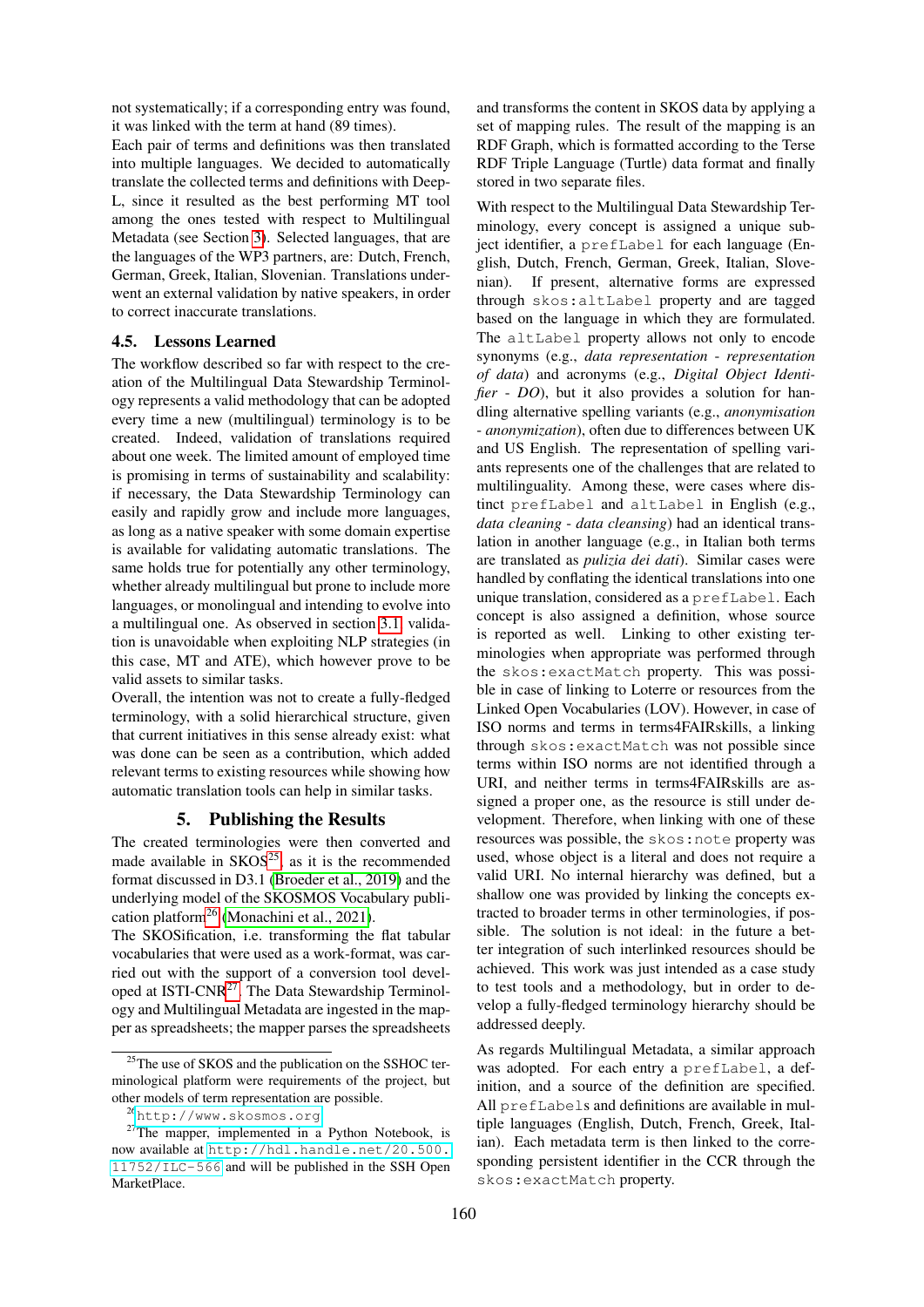not systematically; if a corresponding entry was found, it was linked with the term at hand (89 times).

Each pair of terms and definitions was then translated into multiple languages. We decided to automatically translate the collected terms and definitions with DeepL, since it resulted as the best performing MT tool among the ones tested with respect to Multilingual Metadata (see Section 3). Selected languages, that are the languages of the WP3 partners, are: Dutch, French, German, Greek, Italian, Slovenian. Translations underwent an external validation by native speakers, in order to correct inaccurate translations.

### 4.5. Lessons Learned

The workflow described so far with respect to the creation of the Multilingual Data Stewardship Terminology represents a valid methodology that can be adopted every time a new (multilingual) terminology is to be created. Indeed, validation of translations required about one week. The limited amount of employed time is promising in terms of sustainability and scalability: if necessary, the Data Stewardship Terminology can easily and rapidly grow and include more languages, as long as a native speaker with some domain expertise is available for validating automatic translations. The same holds true for potentially any other terminology, whether already multilingual but prone to include more languages, or monolingual and intending to evolve into a multilingual one. As observed in section 3.1, validation is unavoidable when exploiting NLP strategies (in this case, MT and ATE), which however prove to be valid assets to similar tasks.

Overall, the intention was not to create a fully-fledged terminology, with a solid hierarchical structure, given that current initiatives in this sense already exist: what was done can be seen as a contribution, which added relevant terms to existing resources while showing how automatic translation tools can help in similar tasks.

## 5. Publishing the Results

The created terminologies were then converted and made available in SKOS[25], as it is the recommended format discussed in D3.1 (Broeder et al., 2019) and the underlying model of the SKOSMOS Vocabulary publication platform[26] (Monachini et al., 2021).

The SKOSification, i.e. transforming the flat tabular vocabularies that were used as a work-format, was carried out with the support of a conversion tool developed at ISTI-CNR[27]. The Data Stewardship Terminology and Multilingual Metadata are ingested in the mapper as spreadsheets; the mapper parses the spreadsheets and transforms the content in SKOS data by applying a set of mapping rules. The result of the mapping is an RDF Graph, which is formatted according to the Terse RDF Triple Language (Turtle) data format and finally stored in two separate files.

With respect to the Multilingual Data Stewardship Terminology, every concept is assigned a unique subject identifier, a `prefLabel` for each language (English, Dutch, French, German, Greek, Italian, Slovenian). If present, alternative forms are expressed through `skos:altLabel` property and are tagged based on the language in which they are formulated. The `altLabel` property allows not only to encode synonyms (e.g., *data representation - representation of data*) and acronyms (e.g., *Digital Object Identifier - DO*), but it also provides a solution for handling alternative spelling variants (e.g., *anonymisation - anonymization*), often due to differences between UK and US English. The representation of spelling variants represents one of the challenges that are related to multilinguality. Among these, were cases where distinct `prefLabel` and `altLabel` in English (e.g., *data cleaning - data cleansing*) had an identical translation in another language (e.g., in Italian both terms are translated as *pulizia dei dati*). Similar cases were handled by conflating the identical translations into one unique translation, considered as a `prefLabel`. Each concept is also assigned a definition, whose source is reported as well. Linking to other existing terminologies when appropriate was performed through the `skos:exactMatch` property. This was possible in case of linking to Loterre or resources from the Linked Open Vocabularies (LOV). However, in case of ISO norms and terms in terms4FAIRskills, a linking through `skos:exactMatch` was not possible since terms within ISO norms are not identified through a URI, and neither terms in terms4FAIRskills are assigned a proper one, as the resource is still under development. Therefore, when linking with one of these resources was possible, the `skos:note` property was used, whose object is a literal and does not require a valid URI. No internal hierarchy was defined, but a shallow one was provided by linking the concepts extracted to broader terms in other terminologies, if possible. The solution is not ideal: in the future a better integration of such interlinked resources should be achieved. This work was just intended as a case study to test tools and a methodology, but in order to develop a fully-fledged terminology hierarchy should be addressed deeply.

As regards Multilingual Metadata, a similar approach was adopted. For each entry a `prefLabel`, a definition, and a source of the definition are specified. All `prefLabel`s and definitions are available in multiple languages (English, Dutch, French, Greek, Italian). Each metadata term is then linked to the corresponding persistent identifier in the CCR through the `skos:exactMatch` property.

---

[25] The use of SKOS and the publication on the SSHOC terminological platform were requirements of the project, but other models of term representation are possible.

[26] http://www.skosmos.org

[27] The mapper, implemented in a Python Notebook, is now available at http://hdl.handle.net/20.500.11752/ILC-566 and will be published in the SSH Open MarketPlace.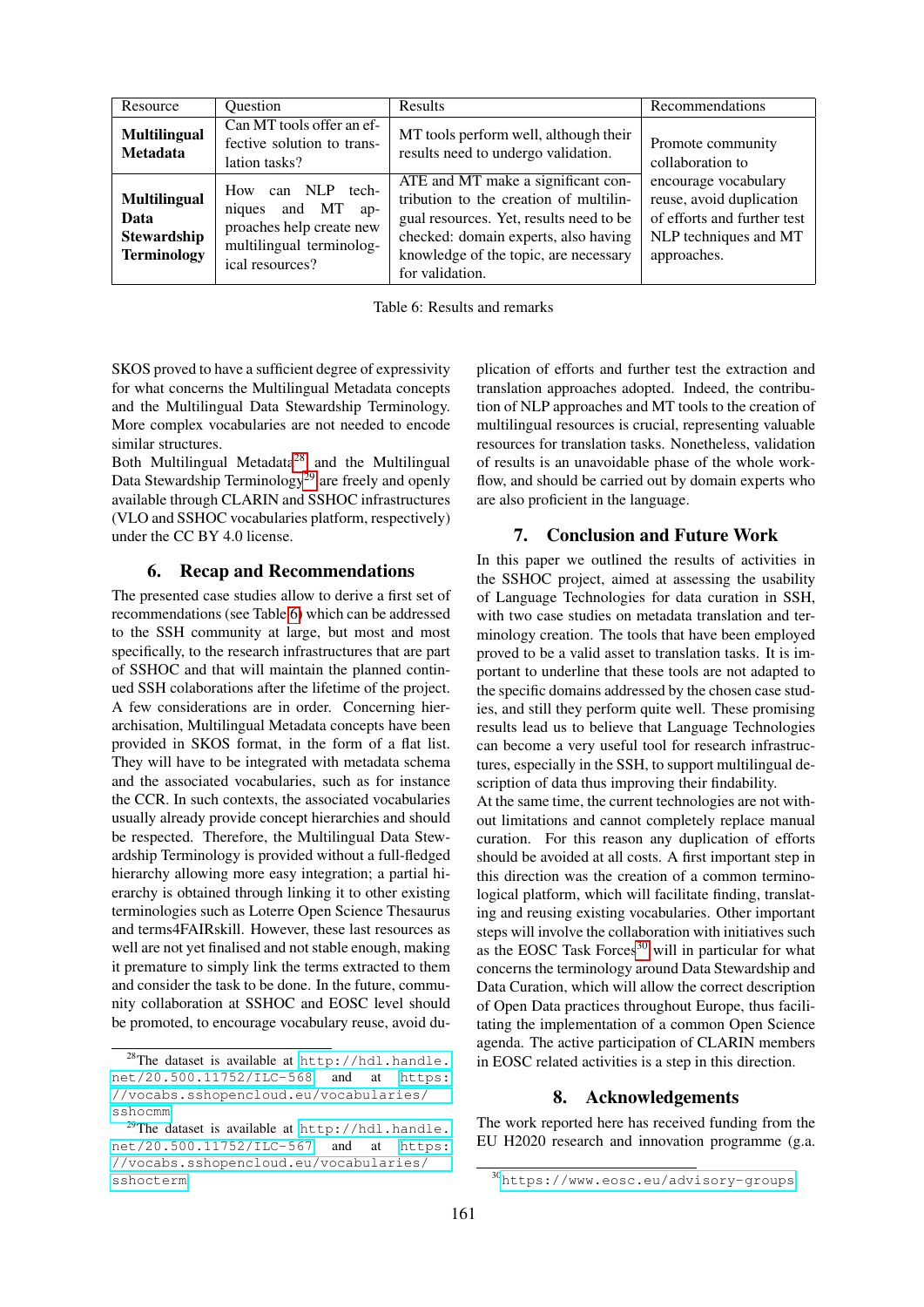| Resource | Question | Results | Recommendations |
|---|---|---|---|
| **Multilingual Metadata** | Can MT tools offer an effective solution to translation tasks? | MT tools perform well, although their results need to undergo validation. | Promote community collaboration to encourage vocabulary reuse, avoid duplication of efforts and further test NLP techniques and MT approaches. |
| **Multilingual Data Stewardship Terminology** | How can NLP techniques and MT approaches help create new multilingual terminological resources? | ATE and MT make a significant contribution to the creation of multilingual resources. Yet, results need to be checked: domain experts, also having knowledge of the topic, are necessary for validation. | |

Table 6: Results and remarks

SKOS proved to have a sufficient degree of expressivity for what concerns the Multilingual Metadata concepts and the Multilingual Data Stewardship Terminology. More complex vocabularies are not needed to encode similar structures.

Both Multilingual Metadata[28] and the Multilingual Data Stewardship Terminology[29] are freely and openly available through CLARIN and SSHOC infrastructures (VLO and SSHOC vocabularies platform, respectively) under the CC BY 4.0 license.

## 6. Recap and Recommendations

The presented case studies allow to derive a first set of recommendations (see Table 6) which can be addressed to the SSH community at large, but most and most specifically, to the research infrastructures that are part of SSHOC and that will maintain the planned continued SSH colaborations after the lifetime of the project. A few considerations are in order. Concerning hierarchisation, Multilingual Metadata concepts have been provided in SKOS format, in the form of a flat list. They will have to be integrated with metadata schema and the associated vocabularies, such as for instance the CCR. In such contexts, the associated vocabularies usually already provide concept hierarchies and should be respected. Therefore, the Multilingual Data Stewardship Terminology is provided without a full-fledged hierarchy allowing more easy integration; a partial hierarchy is obtained through linking it to other existing terminologies such as Loterre Open Science Thesaurus and terms4FAIRskill. However, these last resources as well are not yet finalised and not stable enough, making it premature to simply link the terms extracted to them and consider the task to be done. In the future, community collaboration at SSHOC and EOSC level should be promoted, to encourage vocabulary reuse, avoid duplication of efforts and further test the extraction and translation approaches adopted. Indeed, the contribution of NLP approaches and MT tools to the creation of multilingual resources is crucial, representing valuable resources for translation tasks. Nonetheless, validation of results is an unavoidable phase of the whole workflow, and should be carried out by domain experts who are also proficient in the language.

## 7. Conclusion and Future Work

In this paper we outlined the results of activities in the SSHOC project, aimed at assessing the usability of Language Technologies for data curation in SSH, with two case studies on metadata translation and terminology creation. The tools that have been employed proved to be a valid asset to translation tasks. It is important to underline that these tools are not adapted to the specific domains addressed by the chosen case studies, and still they perform quite well. These promising results lead us to believe that Language Technologies can become a very useful tool for research infrastructures, especially in the SSH, to support multilingual description of data thus improving their findability.

At the same time, the current technologies are not without limitations and cannot completely replace manual curation. For this reason any duplication of efforts should be avoided at all costs. A first important step in this direction was the creation of a common terminological platform, which will facilitate finding, translating and reusing existing vocabularies. Other important steps will involve the collaboration with initiatives such as the EOSC Task Forces[30] will in particular for what concerns the terminology around Data Stewardship and Data Curation, which will allow the correct description of Open Data practices throughout Europe, thus facilitating the implementation of a common Open Science agenda. The active participation of CLARIN members in EOSC related activities is a step in this direction.

## 8. Acknowledgements

The work reported here has received funding from the EU H2020 research and innovation programme (g.a.

[28] The dataset is available at http://hdl.handle.net/20.500.11752/ILC-568 and at https://vocabs.sshopencloud.eu/vocabularies/sshocmm

[29] The dataset is available at http://hdl.handle.net/20.500.11752/ILC-567 and at https://vocabs.sshopencloud.eu/vocabularies/sshocterm

[30] https://www.eosc.eu/advisory-groups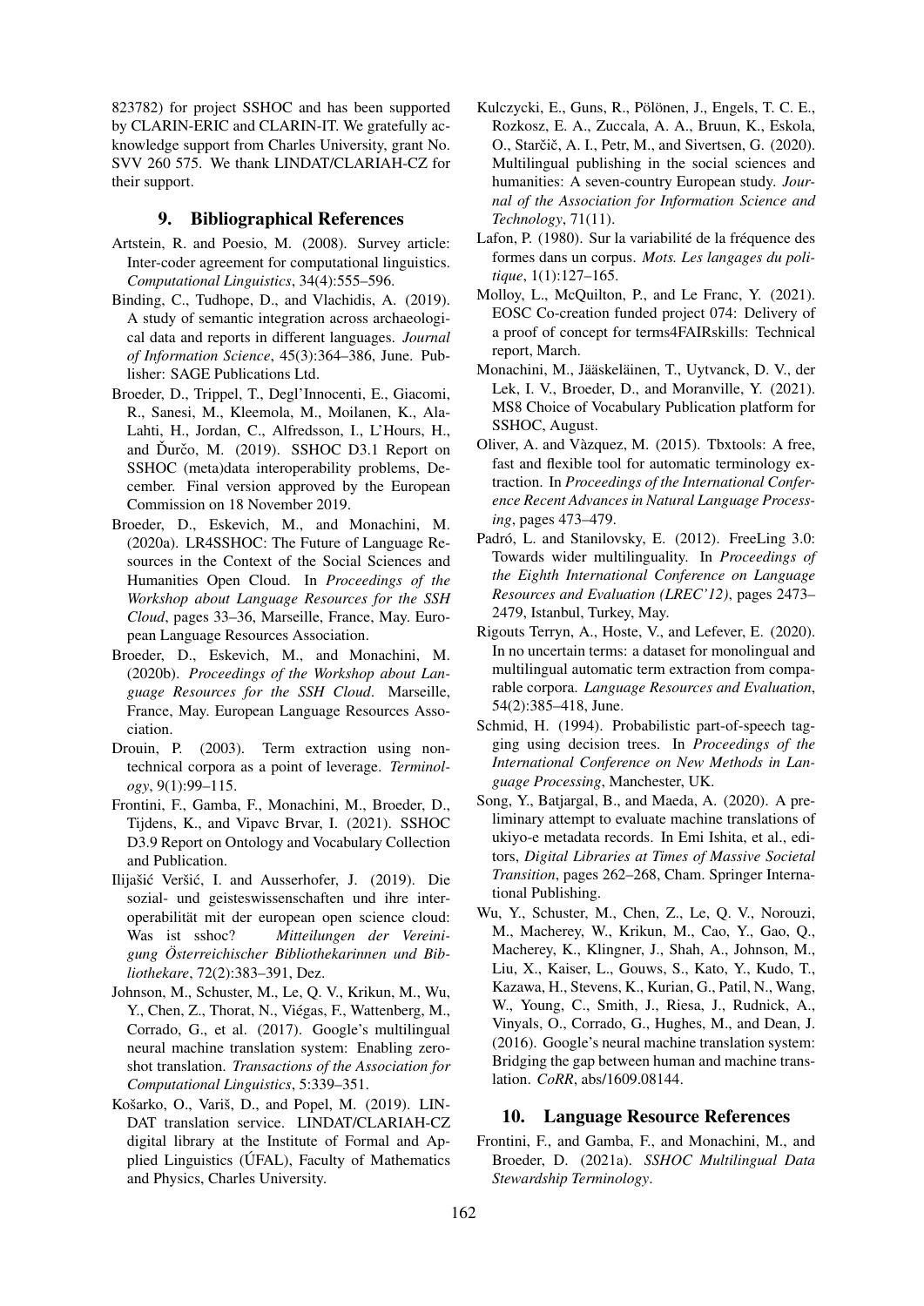823782) for project SSHOC and has been supported by CLARIN-ERIC and CLARIN-IT. We gratefully acknowledge support from Charles University, grant No. SVV 260 575. We thank LINDAT/CLARIAH-CZ for their support.

## 9. Bibliographical References

Artstein, R. and Poesio, M. (2008). Survey article: Inter-coder agreement for computational linguistics. *Computational Linguistics*, 34(4):555–596.

Binding, C., Tudhope, D., and Vlachidis, A. (2019). A study of semantic integration across archaeological data and reports in different languages. *Journal of Information Science*, 45(3):364–386, June. Publisher: SAGE Publications Ltd.

Broeder, D., Trippel, T., Degl'Innocenti, E., Giacomi, R., Sanesi, M., Kleemola, M., Moilanen, K., Ala-Lahti, H., Jordan, C., Alfredsson, I., L'Hours, H., and Ďurčo, M. (2019). SSHOC D3.1 Report on SSHOC (meta)data interoperability problems, December. Final version approved by the European Commission on 18 November 2019.

Broeder, D., Eskevich, M., and Monachini, M. (2020a). LR4SSHOC: The Future of Language Resources in the Context of the Social Sciences and Humanities Open Cloud. In *Proceedings of the Workshop about Language Resources for the SSH Cloud*, pages 33–36, Marseille, France, May. European Language Resources Association.

Broeder, D., Eskevich, M., and Monachini, M. (2020b). *Proceedings of the Workshop about Language Resources for the SSH Cloud*. Marseille, France, May. European Language Resources Association.

Drouin, P. (2003). Term extraction using non-technical corpora as a point of leverage. *Terminology*, 9(1):99–115.

Frontini, F., Gamba, F., Monachini, M., Broeder, D., Tijdens, K., and Vipavc Brvar, I. (2021). SSHOC D3.9 Report on Ontology and Vocabulary Collection and Publication.

Ilijašić Veršić, I. and Ausserhofer, J. (2019). Die sozial- und geisteswissenschaften und ihre interoperabilität mit der european open science cloud: Was ist sshoc? *Mitteilungen der Vereinigung Österreichischer Bibliothekarinnen und Bibliothekare*, 72(2):383–391, Dez.

Johnson, M., Schuster, M., Le, Q. V., Krikun, M., Wu, Y., Chen, Z., Thorat, N., Viégas, F., Wattenberg, M., Corrado, G., et al. (2017). Google's multilingual neural machine translation system: Enabling zero-shot translation. *Transactions of the Association for Computational Linguistics*, 5:339–351.

Košarko, O., Variš, D., and Popel, M. (2019). LINDAT translation service. LINDAT/CLARIAH-CZ digital library at the Institute of Formal and Applied Linguistics (ÚFAL), Faculty of Mathematics and Physics, Charles University.

Kulczycki, E., Guns, R., Pölönen, J., Engels, T. C. E., Rozkosz, E. A., Zuccala, A. A., Bruun, K., Eskola, O., Starčič, A. I., Petr, M., and Sivertsen, G. (2020). Multilingual publishing in the social sciences and humanities: A seven-country European study. *Journal of the Association for Information Science and Technology*, 71(11).

Lafon, P. (1980). Sur la variabilité de la fréquence des formes dans un corpus. *Mots. Les langages du politique*, 1(1):127–165.

Molloy, L., McQuilton, P., and Le Franc, Y. (2021). EOSC Co-creation funded project 074: Delivery of a proof of concept for terms4FAIRskills: Technical report, March.

Monachini, M., Jääskeläinen, T., Uytvanck, D. V., der Lek, I. V., Broeder, D., and Moranville, Y. (2021). MS8 Choice of Vocabulary Publication platform for SSHOC, August.

Oliver, A. and Vàzquez, M. (2015). Tbxtools: A free, fast and flexible tool for automatic terminology extraction. In *Proceedings of the International Conference Recent Advances in Natural Language Processing*, pages 473–479.

Padró, L. and Stanilovsky, E. (2012). FreeLing 3.0: Towards wider multilinguality. In *Proceedings of the Eighth International Conference on Language Resources and Evaluation (LREC'12)*, pages 2473–2479, Istanbul, Turkey, May.

Rigouts Terryn, A., Hoste, V., and Lefever, E. (2020). In no uncertain terms: a dataset for monolingual and multilingual automatic term extraction from comparable corpora. *Language Resources and Evaluation*, 54(2):385–418, June.

Schmid, H. (1994). Probabilistic part-of-speech tagging using decision trees. In *Proceedings of the International Conference on New Methods in Language Processing*, Manchester, UK.

Song, Y., Batjargal, B., and Maeda, A. (2020). A preliminary attempt to evaluate machine translations of ukiyo-e metadata records. In Emi Ishita, et al., editors, *Digital Libraries at Times of Massive Societal Transition*, pages 262–268, Cham. Springer International Publishing.

Wu, Y., Schuster, M., Chen, Z., Le, Q. V., Norouzi, M., Macherey, W., Krikun, M., Cao, Y., Gao, Q., Macherey, K., Klingner, J., Shah, A., Johnson, M., Liu, X., Kaiser, L., Gouws, S., Kato, Y., Kudo, T., Kazawa, H., Stevens, K., Kurian, G., Patil, N., Wang, W., Young, C., Smith, J., Riesa, J., Rudnick, A., Vinyals, O., Corrado, G., Hughes, M., and Dean, J. (2016). Google's neural machine translation system: Bridging the gap between human and machine translation. *CoRR*, abs/1609.08144.

## 10. Language Resource References

Frontini, F., and Gamba, F., and Monachini, M., and Broeder, D. (2021a). *SSHOC Multilingual Data Stewardship Terminology*.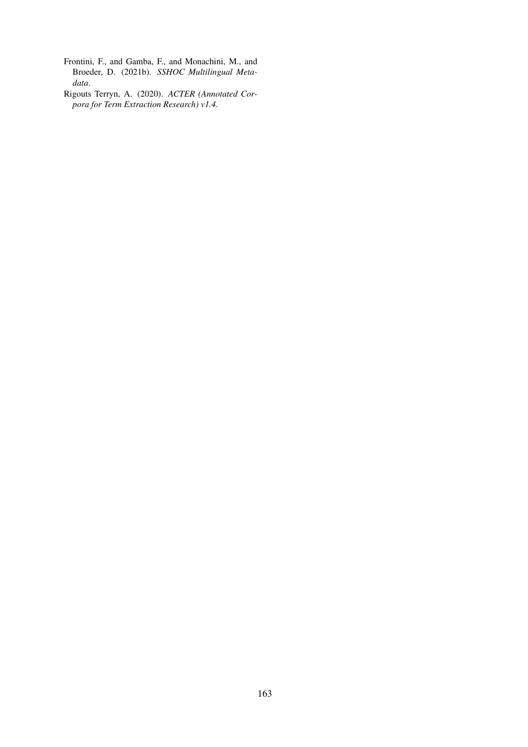Frontini, F., and Gamba, F., and Monachini, M., and Broeder, D. (2021b). *SSHOC Multilingual Metadata*.

Rigouts Terryn, A. (2020). *ACTER (Annotated Corpora for Term Extraction Research) v1.4*.